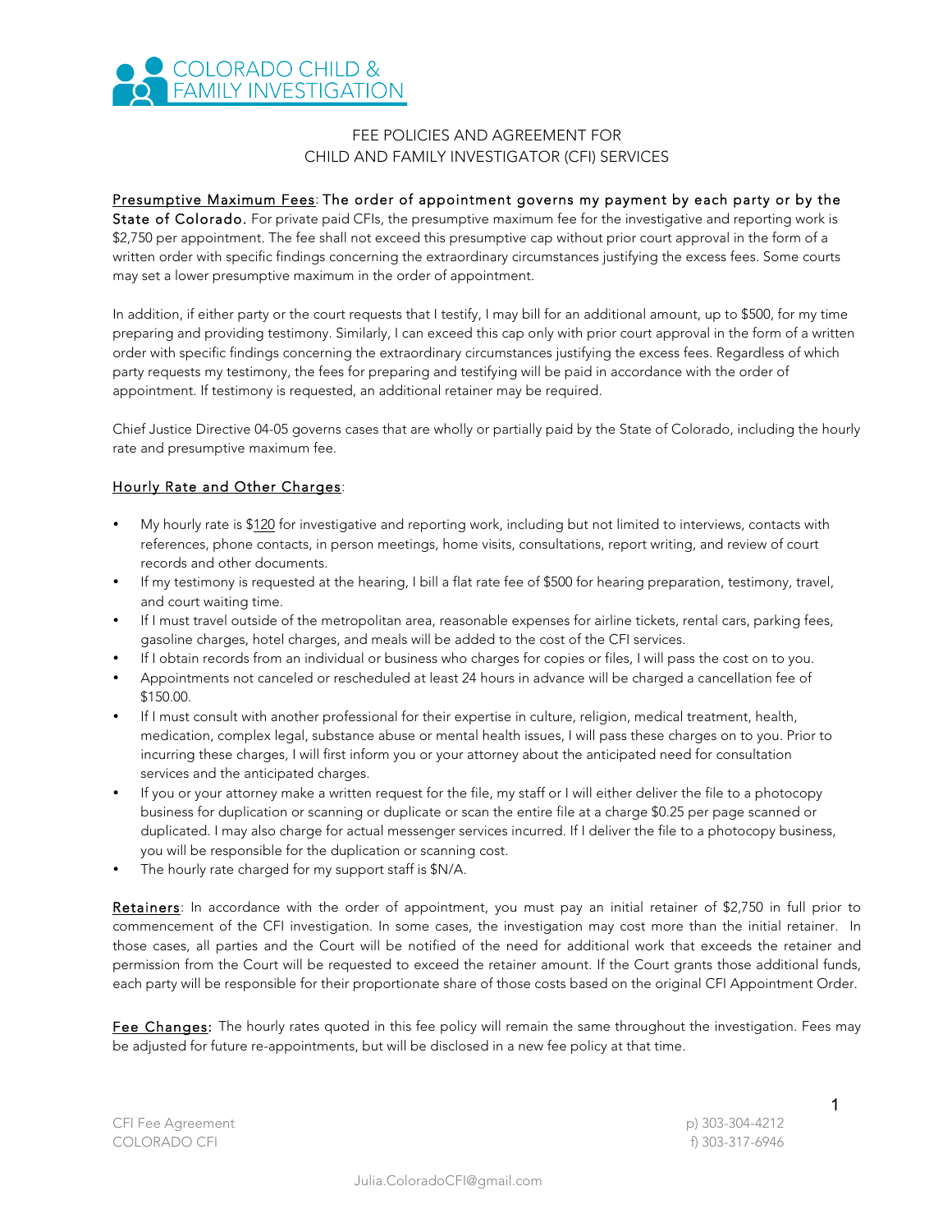# COLORADO CHILD & FAMILY INVESTIGATION

## FEE POLICIES AND AGREEMENT FOR CHILD AND FAMILY INVESTIGATOR (CFI) SERVICES

<u>Presumptive Maximum Fees</u>: The order of appointment governs my payment by each party or by the State of Colorado. For private paid CFIs, the presumptive maximum fee for the investigative and reporting work is $2,750 per appointment. The fee shall not exceed this presumptive cap without prior court approval in the form of a written order with specific findings concerning the extraordinary circumstances justifying the excess fees. Some courts may set a lower presumptive maximum in the order of appointment.

In addition, if either party or the court requests that I testify, I may bill for an additional amount, up to $500, for my time preparing and providing testimony. Similarly, I can exceed this cap only with prior court approval in the form of a written order with specific findings concerning the extraordinary circumstances justifying the excess fees. Regardless of which party requests my testimony, the fees for preparing and testifying will be paid in accordance with the order of appointment. If testimony is requested, an additional retainer may be required.

Chief Justice Directive 04-05 governs cases that are wholly or partially paid by the State of Colorado, including the hourly rate and presumptive maximum fee.

<u>Hourly Rate and Other Charges</u>:

- My hourly rate is $<u>120</u> for investigative and reporting work, including but not limited to interviews, contacts with references, phone contacts, in person meetings, home visits, consultations, report writing, and review of court records and other documents.
- If my testimony is requested at the hearing, I bill a flat rate fee of $500 for hearing preparation, testimony, travel, and court waiting time.
- If I must travel outside of the metropolitan area, reasonable expenses for airline tickets, rental cars, parking fees, gasoline charges, hotel charges, and meals will be added to the cost of the CFI services.
- If I obtain records from an individual or business who charges for copies or files, I will pass the cost on to you.
- Appointments not canceled or rescheduled at least 24 hours in advance will be charged a cancellation fee of $150.00.
- If I must consult with another professional for their expertise in culture, religion, medical treatment, health, medication, complex legal, substance abuse or mental health issues, I will pass these charges on to you. Prior to incurring these charges, I will first inform you or your attorney about the anticipated need for consultation services and the anticipated charges.
- If you or your attorney make a written request for the file, my staff or I will either deliver the file to a photocopy business for duplication or scanning or duplicate or scan the entire file at a charge $0.25 per page scanned or duplicated. I may also charge for actual messenger services incurred. If I deliver the file to a photocopy business, you will be responsible for the duplication or scanning cost.
- The hourly rate charged for my support staff is $N/A.

<u>Retainers</u>: In accordance with the order of appointment, you must pay an initial retainer of $2,750 in full prior to commencement of the CFI investigation. In some cases, the investigation may cost more than the initial retainer. In those cases, all parties and the Court will be notified of the need for additional work that exceeds the retainer and permission from the Court will be requested to exceed the retainer amount. If the Court grants those additional funds, each party will be responsible for their proportionate share of those costs based on the original CFI Appointment Order.

<u>Fee Changes</u>: The hourly rates quoted in this fee policy will remain the same throughout the investigation. Fees may be adjusted for future re-appointments, but will be disclosed in a new fee policy at that time.

CFI Fee Agreement
COLORADO CFI

p) 303-304-4212
f) 303-317-6946

Julia.ColoradoCFI@gmail.com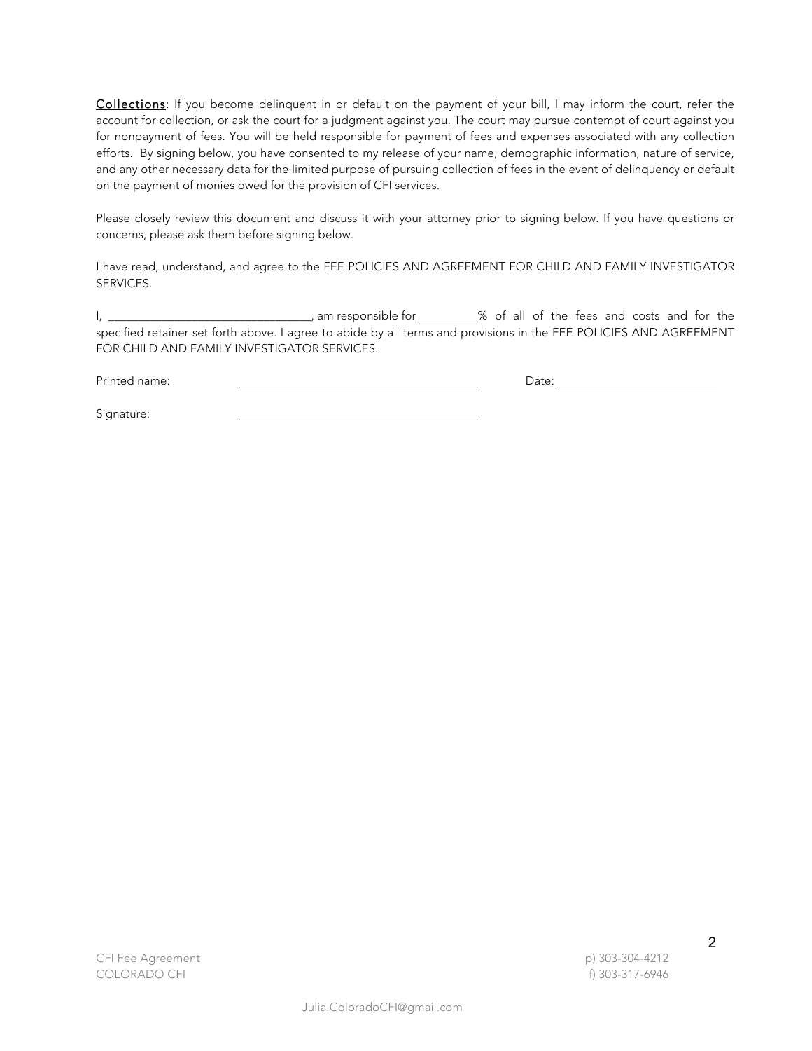<u>Collections</u>: If you become delinquent in or default on the payment of your bill, I may inform the court, refer the account for collection, or ask the court for a judgment against you. The court may pursue contempt of court against you for nonpayment of fees. You will be held responsible for payment of fees and expenses associated with any collection efforts. By signing below, you have consented to my release of your name, demographic information, nature of service, and any other necessary data for the limited purpose of pursuing collection of fees in the event of delinquency or default on the payment of monies owed for the provision of CFI services.

Please closely review this document and discuss it with your attorney prior to signing below. If you have questions or concerns, please ask them before signing below.

I have read, understand, and agree to the FEE POLICIES AND AGREEMENT FOR CHILD AND FAMILY INVESTIGATOR SERVICES.

I, _________________________________, am responsible for _________% of all of the fees and costs and for the specified retainer set forth above. I agree to abide by all terms and provisions in the FEE POLICIES AND AGREEMENT FOR CHILD AND FAMILY INVESTIGATOR SERVICES.

Printed name: ______________________________ Date: ______________________

Signature: ______________________________

CFI Fee Agreement
COLORADO CFI

p) 303-304-4212
f) 303-317-6946

Julia.ColoradoCFI@gmail.com